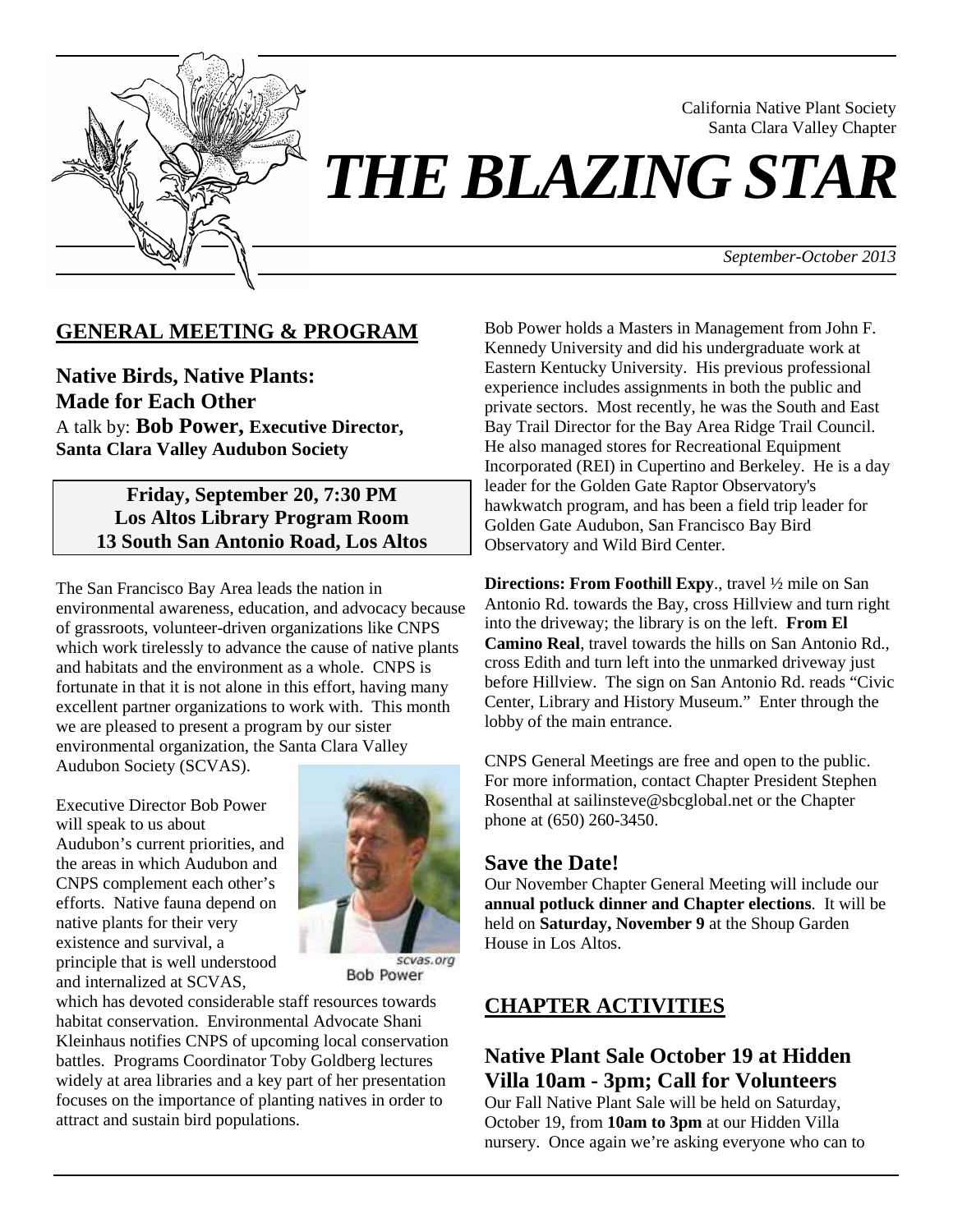California Native Plant Society
Santa Clara Valley Chapter

# *THE BLAZING STAR*

*September-October 2013*

## GENERAL MEETING & PROGRAM

### Native Birds, Native Plants: Made for Each Other

A talk by: **Bob Power, Executive Director, Santa Clara Valley Audubon Society**

**Friday, September 20, 7:30 PM**
**Los Altos Library Program Room**
**13 South San Antonio Road, Los Altos**

The San Francisco Bay Area leads the nation in environmental awareness, education, and advocacy because of grassroots, volunteer-driven organizations like CNPS which work tirelessly to advance the cause of native plants and habitats and the environment as a whole. CNPS is fortunate in that it is not alone in this effort, having many excellent partner organizations to work with. This month we are pleased to present a program by our sister environmental organization, the Santa Clara Valley Audubon Society (SCVAS).

Executive Director Bob Power will speak to us about Audubon's current priorities, and the areas in which Audubon and CNPS complement each other's efforts. Native fauna depend on native plants for their very existence and survival, a principle that is well understood and internalized at SCVAS, which has devoted considerable staff resources towards habitat conservation. Environmental Advocate Shani Kleinhaus notifies CNPS of upcoming local conservation battles. Programs Coordinator Toby Goldberg lectures widely at area libraries and a key part of her presentation focuses on the importance of planting natives in order to attract and sustain bird populations.

scvas.org
Bob Power

Bob Power holds a Masters in Management from John F. Kennedy University and did his undergraduate work at Eastern Kentucky University. His previous professional experience includes assignments in both the public and private sectors. Most recently, he was the South and East Bay Trail Director for the Bay Area Ridge Trail Council. He also managed stores for Recreational Equipment Incorporated (REI) in Cupertino and Berkeley. He is a day leader for the Golden Gate Raptor Observatory's hawkwatch program, and has been a field trip leader for Golden Gate Audubon, San Francisco Bay Bird Observatory and Wild Bird Center.

**Directions: From Foothill Expy**., travel ½ mile on San Antonio Rd. towards the Bay, cross Hillview and turn right into the driveway; the library is on the left. **From El Camino Real**, travel towards the hills on San Antonio Rd., cross Edith and turn left into the unmarked driveway just before Hillview. The sign on San Antonio Rd. reads "Civic Center, Library and History Museum." Enter through the lobby of the main entrance.

CNPS General Meetings are free and open to the public. For more information, contact Chapter President Stephen Rosenthal at sailinsteve@sbcglobal.net or the Chapter phone at (650) 260-3450.

### Save the Date!

Our November Chapter General Meeting will include our **annual potluck dinner and Chapter elections**. It will be held on **Saturday, November 9** at the Shoup Garden House in Los Altos.

## CHAPTER ACTIVITIES

### Native Plant Sale October 19 at Hidden Villa 10am - 3pm; Call for Volunteers

Our Fall Native Plant Sale will be held on Saturday, October 19, from **10am to 3pm** at our Hidden Villa nursery. Once again we're asking everyone who can to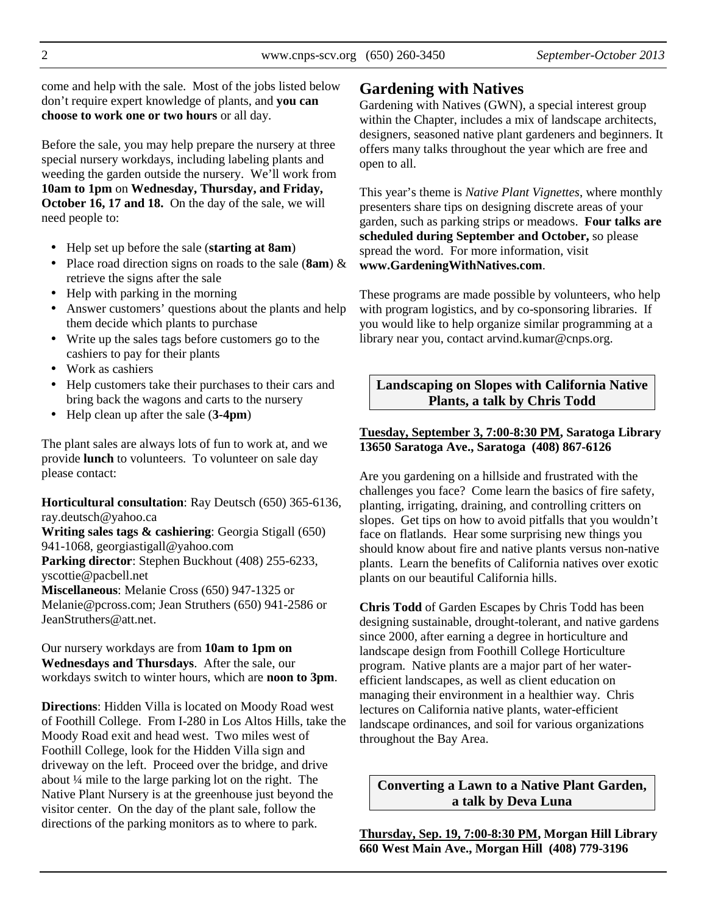come and help with the sale. Most of the jobs listed below don't require expert knowledge of plants, and **you can choose to work one or two hours** or all day.

Before the sale, you may help prepare the nursery at three special nursery workdays, including labeling plants and weeding the garden outside the nursery. We'll work from **10am to 1pm** on **Wednesday, Thursday, and Friday, October 16, 17 and 18.** On the day of the sale, we will need people to:

- Help set up before the sale (**starting at 8am**)
- Place road direction signs on roads to the sale (**8am**) & retrieve the signs after the sale
- Help with parking in the morning
- Answer customers' questions about the plants and help them decide which plants to purchase
- Write up the sales tags before customers go to the cashiers to pay for their plants
- Work as cashiers
- Help customers take their purchases to their cars and bring back the wagons and carts to the nursery
- Help clean up after the sale (**3-4pm**)

The plant sales are always lots of fun to work at, and we provide **lunch** to volunteers. To volunteer on sale day please contact:

**Horticultural consultation**: Ray Deutsch (650) 365-6136, ray.deutsch@yahoo.ca
**Writing sales tags & cashiering**: Georgia Stigall (650) 941-1068, georgiastigall@yahoo.com
**Parking director**: Stephen Buckhout (408) 255-6233, yscottie@pacbell.net
**Miscellaneous**: Melanie Cross (650) 947-1325 or Melanie@pcross.com; Jean Struthers (650) 941-2586 or JeanStruthers@att.net.

Our nursery workdays are from **10am to 1pm on Wednesdays and Thursdays**. After the sale, our workdays switch to winter hours, which are **noon to 3pm**.

**Directions**: Hidden Villa is located on Moody Road west of Foothill College. From I-280 in Los Altos Hills, take the Moody Road exit and head west. Two miles west of Foothill College, look for the Hidden Villa sign and driveway on the left. Proceed over the bridge, and drive about ¼ mile to the large parking lot on the right. The Native Plant Nursery is at the greenhouse just beyond the visitor center. On the day of the plant sale, follow the directions of the parking monitors as to where to park.

## Gardening with Natives

Gardening with Natives (GWN), a special interest group within the Chapter, includes a mix of landscape architects, designers, seasoned native plant gardeners and beginners. It offers many talks throughout the year which are free and open to all.

This year's theme is *Native Plant Vignettes*, where monthly presenters share tips on designing discrete areas of your garden, such as parking strips or meadows. **Four talks are scheduled during September and October,** so please spread the word. For more information, visit **www.GardeningWithNatives.com**.

These programs are made possible by volunteers, who help with program logistics, and by co-sponsoring libraries. If you would like to help organize similar programming at a library near you, contact arvind.kumar@cnps.org.

### Landscaping on Slopes with California Native Plants, a talk by Chris Todd

**Tuesday, September 3, 7:00-8:30 PM, Saratoga Library 13650 Saratoga Ave., Saratoga (408) 867-6126**

Are you gardening on a hillside and frustrated with the challenges you face? Come learn the basics of fire safety, planting, irrigating, draining, and controlling critters on slopes. Get tips on how to avoid pitfalls that you wouldn't face on flatlands. Hear some surprising new things you should know about fire and native plants versus non-native plants. Learn the benefits of California natives over exotic plants on our beautiful California hills.

**Chris Todd** of Garden Escapes by Chris Todd has been designing sustainable, drought-tolerant, and native gardens since 2000, after earning a degree in horticulture and landscape design from Foothill College Horticulture program. Native plants are a major part of her water-efficient landscapes, as well as client education on managing their environment in a healthier way. Chris lectures on California native plants, water-efficient landscape ordinances, and soil for various organizations throughout the Bay Area.

### Converting a Lawn to a Native Plant Garden, a talk by Deva Luna

**Thursday, Sep. 19, 7:00-8:30 PM, Morgan Hill Library 660 West Main Ave., Morgan Hill (408) 779-3196**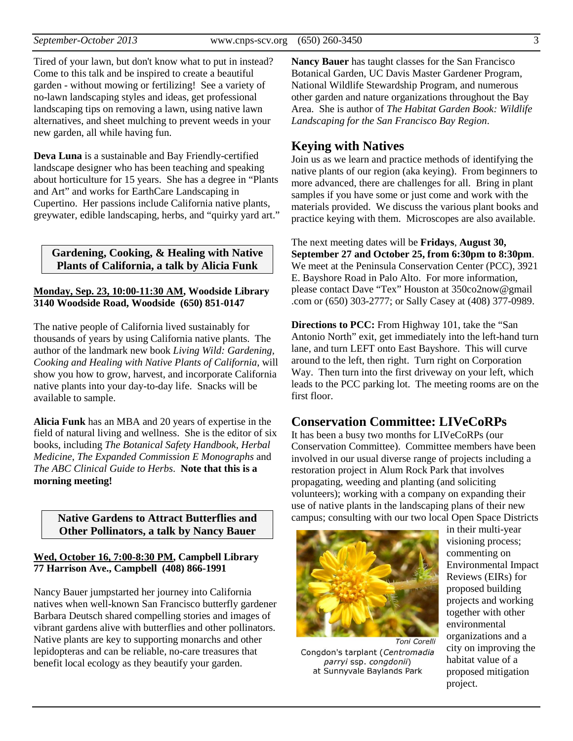Tired of your lawn, but don't know what to put in instead? Come to this talk and be inspired to create a beautiful garden - without mowing or fertilizing! See a variety of no-lawn landscaping styles and ideas, get professional landscaping tips on removing a lawn, using native lawn alternatives, and sheet mulching to prevent weeds in your new garden, all while having fun.

**Deva Luna** is a sustainable and Bay Friendly-certified landscape designer who has been teaching and speaking about horticulture for 15 years. She has a degree in "Plants and Art" and works for EarthCare Landscaping in Cupertino. Her passions include California native plants, greywater, edible landscaping, herbs, and "quirky yard art."

### Gardening, Cooking, & Healing with Native Plants of California, a talk by Alicia Funk

**Monday, Sep. 23, 10:00-11:30 AM, Woodside Library 3140 Woodside Road, Woodside (650) 851-0147**

The native people of California lived sustainably for thousands of years by using California native plants. The author of the landmark new book *Living Wild: Gardening, Cooking and Healing with Native Plants of California*, will show you how to grow, harvest, and incorporate California native plants into your day-to-day life. Snacks will be available to sample.

**Alicia Funk** has an MBA and 20 years of expertise in the field of natural living and wellness. She is the editor of six books, including *The Botanical Safety Handbook*, *Herbal Medicine*, *The Expanded Commission E Monographs* and *The ABC Clinical Guide to Herbs*. **Note that this is a morning meeting!**

### Native Gardens to Attract Butterflies and Other Pollinators, a talk by Nancy Bauer

**Wed, October 16, 7:00-8:30 PM, Campbell Library 77 Harrison Ave., Campbell (408) 866-1991**

Nancy Bauer jumpstarted her journey into California natives when well-known San Francisco butterfly gardener Barbara Deutsch shared compelling stories and images of vibrant gardens alive with butterflies and other pollinators. Native plants are key to supporting monarchs and other lepidopteras and can be reliable, no-care treasures that benefit local ecology as they beautify your garden.

**Nancy Bauer** has taught classes for the San Francisco Botanical Garden, UC Davis Master Gardener Program, National Wildlife Stewardship Program, and numerous other garden and nature organizations throughout the Bay Area. She is author of *The Habitat Garden Book: Wildlife Landscaping for the San Francisco Bay Region*.

## Keying with Natives

Join us as we learn and practice methods of identifying the native plants of our region (aka keying). From beginners to more advanced, there are challenges for all. Bring in plant samples if you have some or just come and work with the materials provided. We discuss the various plant books and practice keying with them. Microscopes are also available.

The next meeting dates will be **Fridays**, **August 30, September 27 and October 25, from 6:30pm to 8:30pm**. We meet at the Peninsula Conservation Center (PCC), 3921 E. Bayshore Road in Palo Alto. For more information, please contact Dave "Tex" Houston at 350co2now@gmail.com or (650) 303-2777; or Sally Casey at (408) 377-0989.

**Directions to PCC:** From Highway 101, take the "San Antonio North" exit, get immediately into the left-hand turn lane, and turn LEFT onto East Bayshore. This will curve around to the left, then right. Turn right on Corporation Way. Then turn into the first driveway on your left, which leads to the PCC parking lot. The meeting rooms are on the first floor.

## Conservation Committee: LIVeCoRPs

It has been a busy two months for LIVeCoRPs (our Conservation Committee). Committee members have been involved in our usual diverse range of projects including a restoration project in Alum Rock Park that involves propagating, weeding and planting (and soliciting volunteers); working with a company on expanding their use of native plants in the landscaping plans of their new campus; consulting with our two local Open Space Districts in their multi-year visioning process; commenting on Environmental Impact Reviews (EIRs) for proposed building projects and working together with other environmental organizations and a city on improving the habitat value of a proposed mitigation project.

*Toni Corelli*

Congdon's tarplant (*Centromadia parryi* ssp. *congdonii*) at Sunnyvale Baylands Park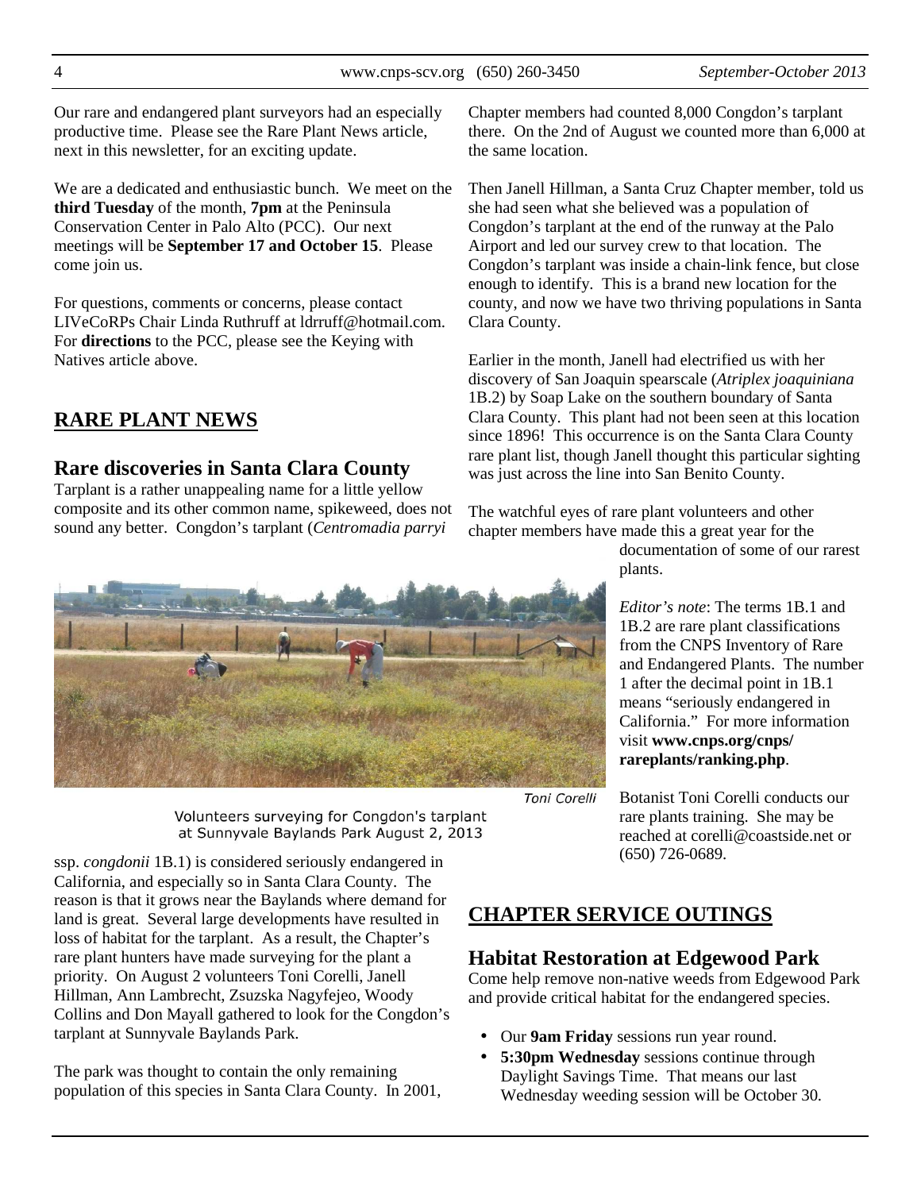Our rare and endangered plant surveyors had an especially productive time. Please see the Rare Plant News article, next in this newsletter, for an exciting update.

We are a dedicated and enthusiastic bunch. We meet on the **third Tuesday** of the month, **7pm** at the Peninsula Conservation Center in Palo Alto (PCC). Our next meetings will be **September 17 and October 15**. Please come join us.

For questions, comments or concerns, please contact LIVeCoRPs Chair Linda Ruthruff at ldrruff@hotmail.com. For **directions** to the PCC, please see the Keying with Natives article above.

## RARE PLANT NEWS

### Rare discoveries in Santa Clara County

Tarplant is a rather unappealing name for a little yellow composite and its other common name, spikeweed, does not sound any better. Congdon's tarplant (*Centromadia parryi* ssp. *congdonii* 1B.1) is considered seriously endangered in California, and especially so in Santa Clara County. The reason is that it grows near the Baylands where demand for land is great. Several large developments have resulted in loss of habitat for the tarplant. As a result, the Chapter's rare plant hunters have made surveying for the plant a priority. On August 2 volunteers Toni Corelli, Janell Hillman, Ann Lambrecht, Zsuzska Nagyfejeo, Woody Collins and Don Mayall gathered to look for the Congdon's tarplant at Sunnyvale Baylands Park.

Toni Corelli

Volunteers surveying for Congdon's tarplant at Sunnyvale Baylands Park August 2, 2013

The park was thought to contain the only remaining population of this species in Santa Clara County. In 2001, Chapter members had counted 8,000 Congdon's tarplant there. On the 2nd of August we counted more than 6,000 at the same location.

Then Janell Hillman, a Santa Cruz Chapter member, told us she had seen what she believed was a population of Congdon's tarplant at the end of the runway at the Palo Airport and led our survey crew to that location. The Congdon's tarplant was inside a chain-link fence, but close enough to identify. This is a brand new location for the county, and now we have two thriving populations in Santa Clara County.

Earlier in the month, Janell had electrified us with her discovery of San Joaquin spearscale (*Atriplex joaquiniana* 1B.2) by Soap Lake on the southern boundary of Santa Clara County. This plant had not been seen at this location since 1896! This occurrence is on the Santa Clara County rare plant list, though Janell thought this particular sighting was just across the line into San Benito County.

The watchful eyes of rare plant volunteers and other chapter members have made this a great year for the documentation of some of our rarest plants.

*Editor's note*: The terms 1B.1 and 1B.2 are rare plant classifications from the CNPS Inventory of Rare and Endangered Plants. The number 1 after the decimal point in 1B.1 means "seriously endangered in California." For more information visit **www.cnps.org/cnps/rareplants/ranking.php**.

Botanist Toni Corelli conducts our rare plants training. She may be reached at corelli@coastside.net or (650) 726-0689.

## CHAPTER SERVICE OUTINGS

### Habitat Restoration at Edgewood Park

Come help remove non-native weeds from Edgewood Park and provide critical habitat for the endangered species.

- Our **9am Friday** sessions run year round.
- **5:30pm Wednesday** sessions continue through Daylight Savings Time. That means our last Wednesday weeding session will be October 30.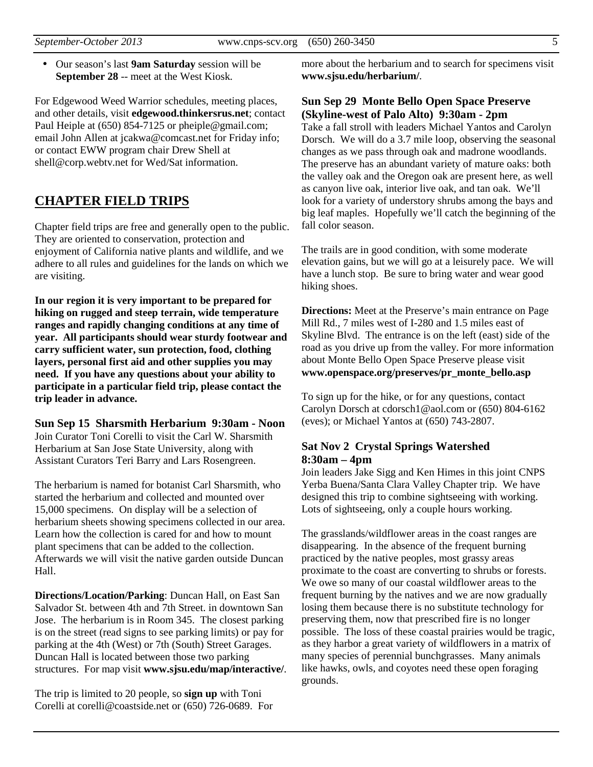- Our season's last **9am Saturday** session will be **September 28** -- meet at the West Kiosk.

For Edgewood Weed Warrior schedules, meeting places, and other details, visit **edgewood.thinkersrus.net**; contact Paul Heiple at (650) 854-7125 or pheiple@gmail.com; email John Allen at jcakwa@comcast.net for Friday info; or contact EWW program chair Drew Shell at shell@corp.webtv.net for Wed/Sat information.

## CHAPTER FIELD TRIPS

Chapter field trips are free and generally open to the public. They are oriented to conservation, protection and enjoyment of California native plants and wildlife, and we adhere to all rules and guidelines for the lands on which we are visiting.

**In our region it is very important to be prepared for hiking on rugged and steep terrain, wide temperature ranges and rapidly changing conditions at any time of year. All participants should wear sturdy footwear and carry sufficient water, sun protection, food, clothing layers, personal first aid and other supplies you may need. If you have any questions about your ability to participate in a particular field trip, please contact the trip leader in advance.**

### Sun Sep 15 Sharsmith Herbarium 9:30am - Noon

Join Curator Toni Corelli to visit the Carl W. Sharsmith Herbarium at San Jose State University, along with Assistant Curators Teri Barry and Lars Rosengreen.

The herbarium is named for botanist Carl Sharsmith, who started the herbarium and collected and mounted over 15,000 specimens. On display will be a selection of herbarium sheets showing specimens collected in our area. Learn how the collection is cared for and how to mount plant specimens that can be added to the collection. Afterwards we will visit the native garden outside Duncan Hall.

**Directions/Location/Parking**: Duncan Hall, on East San Salvador St. between 4th and 7th Street. in downtown San Jose. The herbarium is in Room 345. The closest parking is on the street (read signs to see parking limits) or pay for parking at the 4th (West) or 7th (South) Street Garages. Duncan Hall is located between those two parking structures. For map visit **www.sjsu.edu/map/interactive/**.

The trip is limited to 20 people, so **sign up** with Toni Corelli at corelli@coastside.net or (650) 726-0689. For more about the herbarium and to search for specimens visit **www.sjsu.edu/herbarium/**.

### Sun Sep 29 Monte Bello Open Space Preserve (Skyline-west of Palo Alto) 9:30am - 2pm

Take a fall stroll with leaders Michael Yantos and Carolyn Dorsch. We will do a 3.7 mile loop, observing the seasonal changes as we pass through oak and madrone woodlands. The preserve has an abundant variety of mature oaks: both the valley oak and the Oregon oak are present here, as well as canyon live oak, interior live oak, and tan oak. We'll look for a variety of understory shrubs among the bays and big leaf maples. Hopefully we'll catch the beginning of the fall color season.

The trails are in good condition, with some moderate elevation gains, but we will go at a leisurely pace. We will have a lunch stop. Be sure to bring water and wear good hiking shoes.

**Directions:** Meet at the Preserve's main entrance on Page Mill Rd., 7 miles west of I-280 and 1.5 miles east of Skyline Blvd. The entrance is on the left (east) side of the road as you drive up from the valley. For more information about Monte Bello Open Space Preserve please visit **www.openspace.org/preserves/pr_monte_bello.asp**

To sign up for the hike, or for any questions, contact Carolyn Dorsch at cdorsch1@aol.com or (650) 804-6162 (eves); or Michael Yantos at (650) 743-2807.

### Sat Nov 2 Crystal Springs Watershed 8:30am – 4pm

Join leaders Jake Sigg and Ken Himes in this joint CNPS Yerba Buena/Santa Clara Valley Chapter trip. We have designed this trip to combine sightseeing with working. Lots of sightseeing, only a couple hours working.

The grasslands/wildflower areas in the coast ranges are disappearing. In the absence of the frequent burning practiced by the native peoples, most grassy areas proximate to the coast are converting to shrubs or forests. We owe so many of our coastal wildflower areas to the frequent burning by the natives and we are now gradually losing them because there is no substitute technology for preserving them, now that prescribed fire is no longer possible. The loss of these coastal prairies would be tragic, as they harbor a great variety of wildflowers in a matrix of many species of perennial bunchgrasses. Many animals like hawks, owls, and coyotes need these open foraging grounds.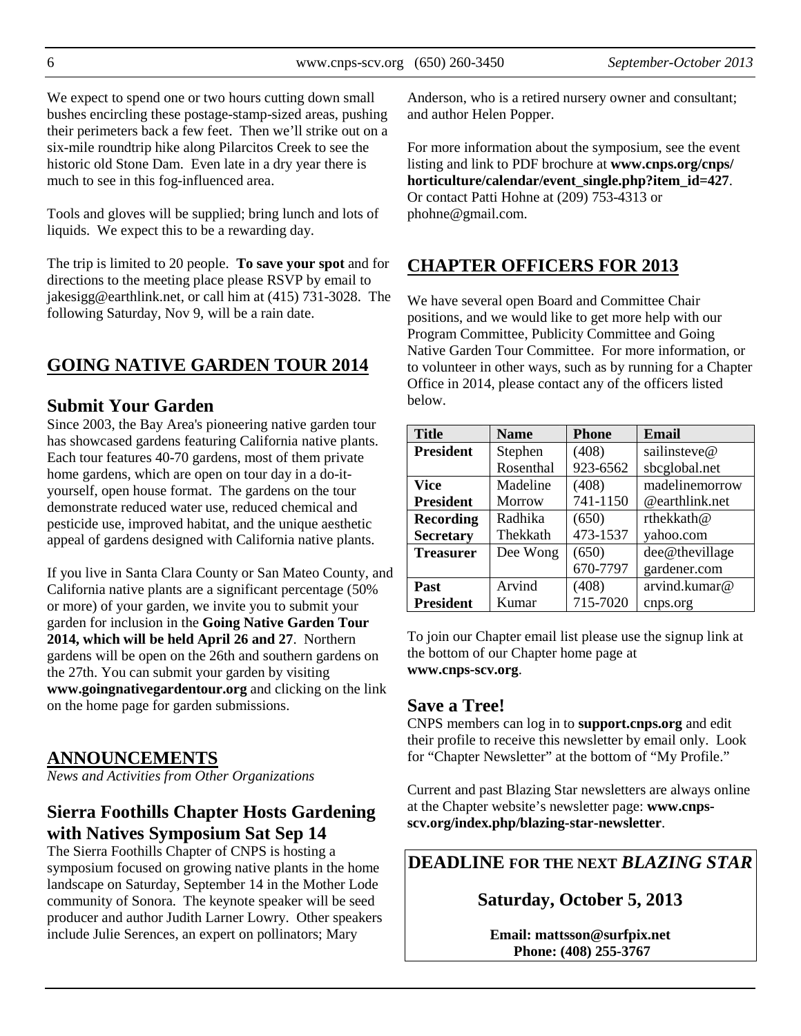We expect to spend one or two hours cutting down small bushes encircling these postage-stamp-sized areas, pushing their perimeters back a few feet. Then we'll strike out on a six-mile roundtrip hike along Pilarcitos Creek to see the historic old Stone Dam. Even late in a dry year there is much to see in this fog-influenced area.

Tools and gloves will be supplied; bring lunch and lots of liquids. We expect this to be a rewarding day.

The trip is limited to 20 people. **To save your spot** and for directions to the meeting place please RSVP by email to jakesigg@earthlink.net, or call him at (415) 731-3028. The following Saturday, Nov 9, will be a rain date.

## GOING NATIVE GARDEN TOUR 2014

### Submit Your Garden

Since 2003, the Bay Area's pioneering native garden tour has showcased gardens featuring California native plants. Each tour features 40-70 gardens, most of them private home gardens, which are open on tour day in a do-it-yourself, open house format. The gardens on the tour demonstrate reduced water use, reduced chemical and pesticide use, improved habitat, and the unique aesthetic appeal of gardens designed with California native plants.

If you live in Santa Clara County or San Mateo County, and California native plants are a significant percentage (50% or more) of your garden, we invite you to submit your garden for inclusion in the **Going Native Garden Tour 2014, which will be held April 26 and 27**. Northern gardens will be open on the 26th and southern gardens on the 27th. You can submit your garden by visiting **www.goingnativegardentour.org** and clicking on the link on the home page for garden submissions.

## ANNOUNCEMENTS

*News and Activities from Other Organizations*

### Sierra Foothills Chapter Hosts Gardening with Natives Symposium Sat Sep 14

The Sierra Foothills Chapter of CNPS is hosting a symposium focused on growing native plants in the home landscape on Saturday, September 14 in the Mother Lode community of Sonora. The keynote speaker will be seed producer and author Judith Larner Lowry. Other speakers include Julie Serences, an expert on pollinators; Mary Anderson, who is a retired nursery owner and consultant; and author Helen Popper.

For more information about the symposium, see the event listing and link to PDF brochure at **www.cnps.org/cnps/horticulture/calendar/event_single.php?item_id=427**. Or contact Patti Hohne at (209) 753-4313 or phohne@gmail.com.

## CHAPTER OFFICERS FOR 2013

We have several open Board and Committee Chair positions, and we would like to get more help with our Program Committee, Publicity Committee and Going Native Garden Tour Committee. For more information, or to volunteer in other ways, such as by running for a Chapter Office in 2014, please contact any of the officers listed below.

| Title | Name | Phone | Email |
|---|---|---|---|
| **President** | Stephen Rosenthal | (408) 923-6562 | sailinsteve@sbcglobal.net |
| **Vice President** | Madeline Morrow | (408) 741-1150 | madelinemorrow@earthlink.net |
| **Recording Secretary** | Radhika Thekkath | (650) 473-1537 | rthekkath@yahoo.com |
| **Treasurer** | Dee Wong | (650) 670-7797 | dee@thevillagegardener.com |
| **Past President** | Arvind Kumar | (408) 715-7020 | arvind.kumar@cnps.org |

To join our Chapter email list please use the signup link at the bottom of our Chapter home page at **www.cnps-scv.org**.

### Save a Tree!

CNPS members can log in to **support.cnps.org** and edit their profile to receive this newsletter by email only. Look for "Chapter Newsletter" at the bottom of "My Profile."

Current and past Blazing Star newsletters are always online at the Chapter website's newsletter page: **www.cnps-scv.org/index.php/blazing-star-newsletter**.

**DEADLINE FOR THE NEXT *BLAZING STAR***

**Saturday, October 5, 2013**

**Email: mattsson@surfpix.net**
**Phone: (408) 255-3767**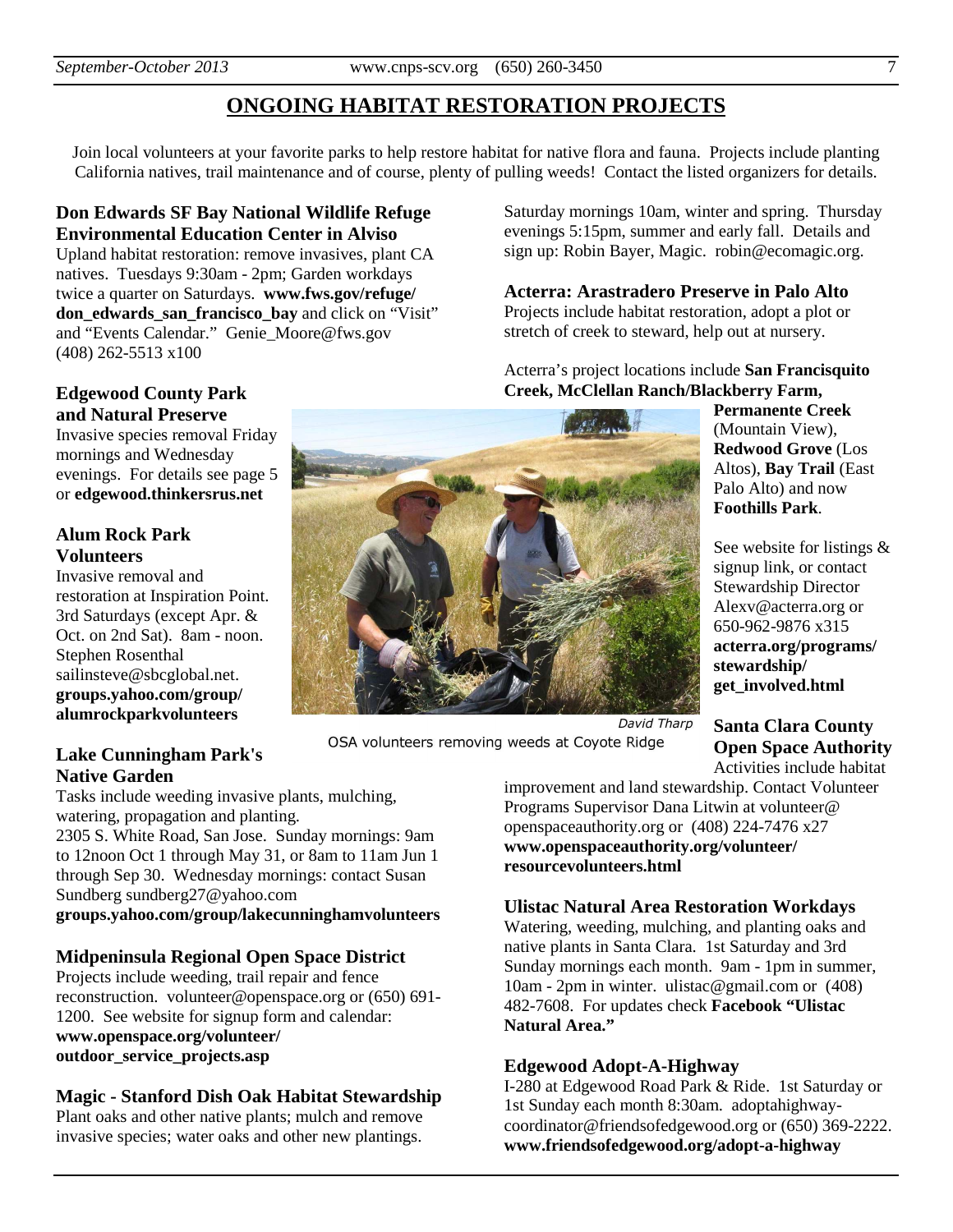## ONGOING HABITAT RESTORATION PROJECTS

Join local volunteers at your favorite parks to help restore habitat for native flora and fauna. Projects include planting California natives, trail maintenance and of course, plenty of pulling weeds! Contact the listed organizers for details.

### Don Edwards SF Bay National Wildlife Refuge Environmental Education Center in Alviso

Upland habitat restoration: remove invasives, plant CA natives. Tuesdays 9:30am - 2pm; Garden workdays twice a quarter on Saturdays. **www.fws.gov/refuge/don_edwards_san_francisco_bay** and click on "Visit" and "Events Calendar." Genie_Moore@fws.gov (408) 262-5513 x100

### Edgewood County Park and Natural Preserve

Invasive species removal Friday mornings and Wednesday evenings. For details see page 5 or **edgewood.thinkersrus.net**

### Alum Rock Park Volunteers

Invasive removal and restoration at Inspiration Point. 3rd Saturdays (except Apr. & Oct. on 2nd Sat). 8am - noon. Stephen Rosenthal sailinsteve@sbcglobal.net. **groups.yahoo.com/group/alumrockparkvolunteers**

### Lake Cunningham Park's Native Garden

Tasks include weeding invasive plants, mulching, watering, propagation and planting.
2305 S. White Road, San Jose. Sunday mornings: 9am to 12noon Oct 1 through May 31, or 8am to 11am Jun 1 through Sep 30. Wednesday mornings: contact Susan Sundberg sundberg27@yahoo.com
**groups.yahoo.com/group/lakecunninghamvolunteers**

### Midpeninsula Regional Open Space District

Projects include weeding, trail repair and fence reconstruction. volunteer@openspace.org or (650) 691-1200. See website for signup form and calendar: **www.openspace.org/volunteer/outdoor_service_projects.asp**

### Magic - Stanford Dish Oak Habitat Stewardship

Plant oaks and other native plants; mulch and remove invasive species; water oaks and other new plantings. Saturday mornings 10am, winter and spring. Thursday evenings 5:15pm, summer and early fall. Details and sign up: Robin Bayer, Magic. robin@ecomagic.org.

### Acterra: Arastradero Preserve in Palo Alto

Projects include habitat restoration, adopt a plot or stretch of creek to steward, help out at nursery.

Acterra's project locations include **San Francisquito Creek, McClellan Ranch/Blackberry Farm, Permanente Creek** (Mountain View), **Redwood Grove** (Los Altos), **Bay Trail** (East Palo Alto) and now **Foothills Park**.

See website for listings & signup link, or contact Stewardship Director Alexv@acterra.org or 650-962-9876 x315 **acterra.org/programs/stewardship/get_involved.html**

*David Tharp*

OSA volunteers removing weeds at Coyote Ridge

### Santa Clara County Open Space Authority

Activities include habitat improvement and land stewardship. Contact Volunteer Programs Supervisor Dana Litwin at volunteer@openspaceauthority.org or (408) 224-7476 x27 **www.openspaceauthority.org/volunteer/resourcevolunteers.html**

### Ulistac Natural Area Restoration Workdays

Watering, weeding, mulching, and planting oaks and native plants in Santa Clara. 1st Saturday and 3rd Sunday mornings each month. 9am - 1pm in summer, 10am - 2pm in winter. ulistac@gmail.com or (408) 482-7608. For updates check **Facebook "Ulistac Natural Area."**

### Edgewood Adopt-A-Highway

I-280 at Edgewood Road Park & Ride. 1st Saturday or 1st Sunday each month 8:30am. adoptahighway-coordinator@friendsofedgewood.org or (650) 369-2222. **www.friendsofedgewood.org/adopt-a-highway**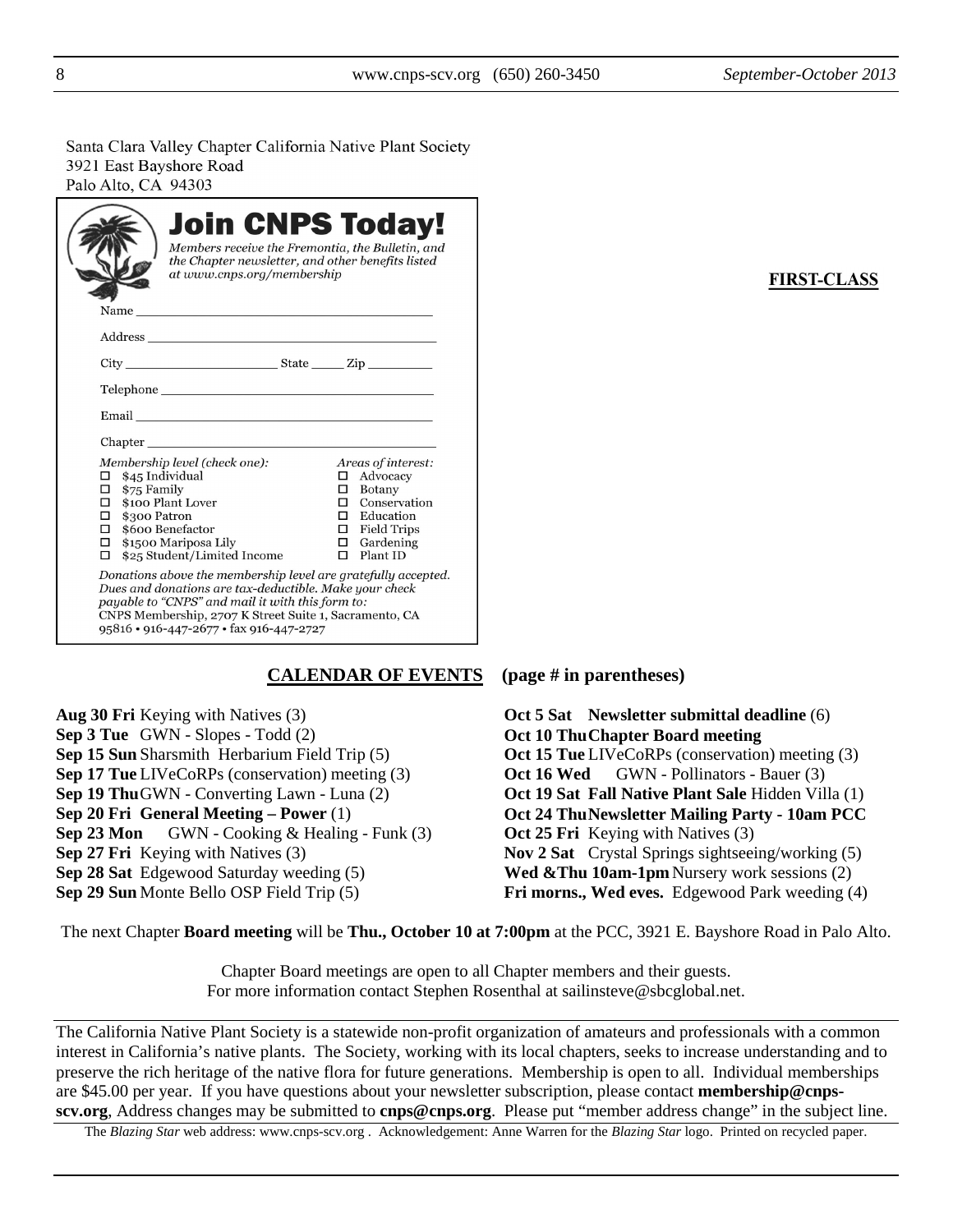Santa Clara Valley Chapter California Native Plant Society
3921 East Bayshore Road
Palo Alto, CA 94303

**FIRST-CLASS**

## Join CNPS Today!

*Members receive the Fremontia, the Bulletin, and the Chapter newsletter, and other benefits listed at www.cnps.org/membership*

Name ______________________________

Address ______________________________

City ______________ State _____ Zip _________

Telephone ______________________________

Email ______________________________

Chapter ______________________________

| *Membership level (check one):* | *Areas of interest:* |
|---|---|
| ☐ $45 Individual | ☐ Advocacy |
| ☐ $75 Family | ☐ Botany |
| ☐ $100 Plant Lover | ☐ Conservation |
| ☐ $300 Patron | ☐ Education |
| ☐ $600 Benefactor | ☐ Field Trips |
| ☐ $1500 Mariposa Lily | ☐ Gardening |
| ☐ $25 Student/Limited Income | ☐ Plant ID |

*Donations above the membership level are gratefully accepted. Dues and donations are tax-deductible. Make your check payable to "CNPS" and mail it with this form to:*
CNPS Membership, 2707 K Street Suite 1, Sacramento, CA 95816 • 916-447-2677 • fax 916-447-2727

## CALENDAR OF EVENTS (page # in parentheses)

**Aug 30 Fri** Keying with Natives (3)
**Sep 3 Tue** GWN - Slopes - Todd (2)
**Sep 15 Sun** Sharsmith Herbarium Field Trip (5)
**Sep 17 Tue** LIVeCoRPs (conservation) meeting (3)
**Sep 19 Thu** GWN - Converting Lawn - Luna (2)
**Sep 20 Fri General Meeting – Power** (1)
**Sep 23 Mon** GWN - Cooking & Healing - Funk (3)
**Sep 27 Fri** Keying with Natives (3)
**Sep 28 Sat** Edgewood Saturday weeding (5)
**Sep 29 Sun** Monte Bello OSP Field Trip (5)

**Oct 5 Sat Newsletter submittal deadline** (6)
**Oct 10 Thu Chapter Board meeting**
**Oct 15 Tue** LIVeCoRPs (conservation) meeting (3)
**Oct 16 Wed** GWN - Pollinators - Bauer (3)
**Oct 19 Sat Fall Native Plant Sale** Hidden Villa (1)
**Oct 24 Thu Newsletter Mailing Party - 10am PCC**
**Oct 25 Fri** Keying with Natives (3)
**Nov 2 Sat** Crystal Springs sightseeing/working (5)
**Wed &Thu 10am-1pm** Nursery work sessions (2)
**Fri morns., Wed eves.** Edgewood Park weeding (4)

The next Chapter **Board meeting** will be **Thu., October 10 at 7:00pm** at the PCC, 3921 E. Bayshore Road in Palo Alto.

Chapter Board meetings are open to all Chapter members and their guests.
For more information contact Stephen Rosenthal at sailinsteve@sbcglobal.net.

The California Native Plant Society is a statewide non-profit organization of amateurs and professionals with a common interest in California's native plants. The Society, working with its local chapters, seeks to increase understanding and to preserve the rich heritage of the native flora for future generations. Membership is open to all. Individual memberships are $45.00 per year. If you have questions about your newsletter subscription, please contact **membership@cnps-scv.org**, Address changes may be submitted to **cnps@cnps.org**. Please put "member address change" in the subject line.

The *Blazing Star* web address: www.cnps-scv.org . Acknowledgement: Anne Warren for the *Blazing Star* logo. Printed on recycled paper.